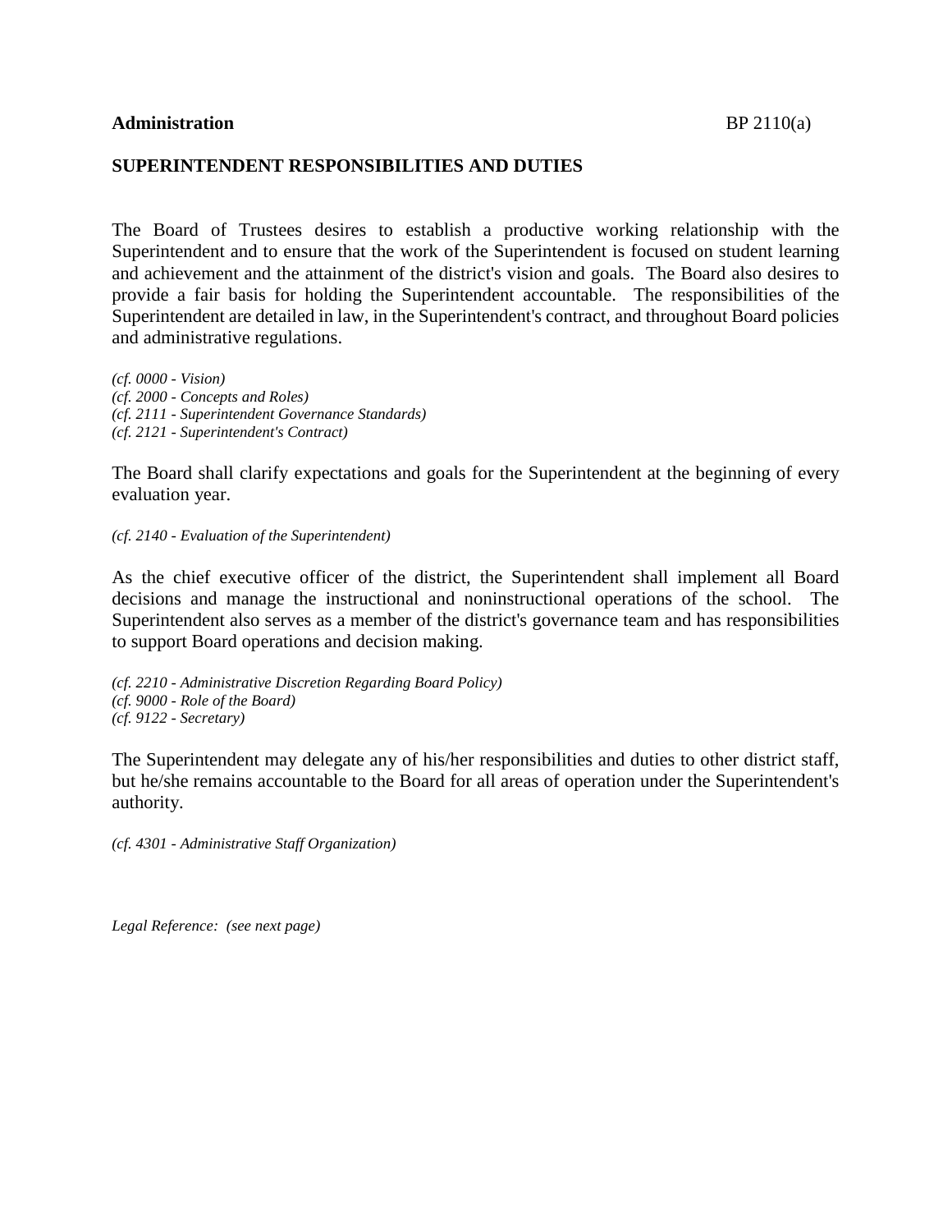**Administration** BP 2110(a)

**SUPERINTENDENT RESPONSIBILITIES AND DUTIES**

The Board of Trustees desires to establish a productive working relationship with the Superintendent and to ensure that the work of the Superintendent is focused on student learning and achievement and the attainment of the district's vision and goals. The Board also desires to provide a fair basis for holding the Superintendent accountable. The responsibilities of the Superintendent are detailed in law, in the Superintendent's contract, and throughout Board policies and administrative regulations.

*(cf. 0000 - Vision)*
*(cf. 2000 - Concepts and Roles)*
*(cf. 2111 - Superintendent Governance Standards)*
*(cf. 2121 - Superintendent's Contract)*

The Board shall clarify expectations and goals for the Superintendent at the beginning of every evaluation year.

*(cf. 2140 - Evaluation of the Superintendent)*

As the chief executive officer of the district, the Superintendent shall implement all Board decisions and manage the instructional and noninstructional operations of the school. The Superintendent also serves as a member of the district's governance team and has responsibilities to support Board operations and decision making.

*(cf. 2210 - Administrative Discretion Regarding Board Policy)*
*(cf. 9000 - Role of the Board)*
*(cf. 9122 - Secretary)*

The Superintendent may delegate any of his/her responsibilities and duties to other district staff, but he/she remains accountable to the Board for all areas of operation under the Superintendent's authority.

*(cf. 4301 - Administrative Staff Organization)*

*Legal Reference: (see next page)*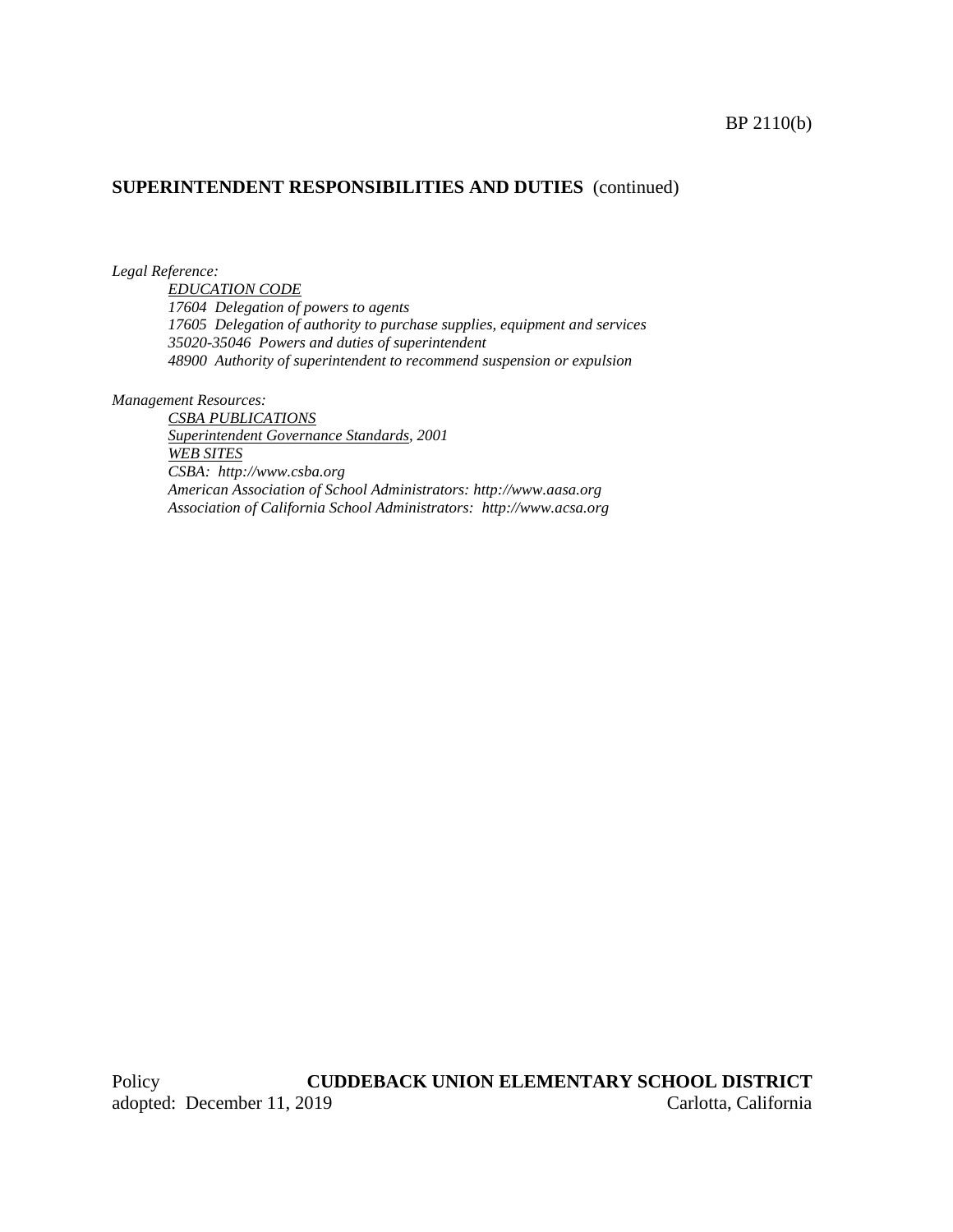## SUPERINTENDENT RESPONSIBILITIES AND DUTIES (continued)

*Legal Reference:*

*EDUCATION CODE*
*17604 Delegation of powers to agents*
*17605 Delegation of authority to purchase supplies, equipment and services*
*35020-35046 Powers and duties of superintendent*
*48900 Authority of superintendent to recommend suspension or expulsion*

*Management Resources:*

*CSBA PUBLICATIONS*
*Superintendent Governance Standards, 2001*
*WEB SITES*
*CSBA: http://www.csba.org*
*American Association of School Administrators: http://www.aasa.org*
*Association of California School Administrators: http://www.acsa.org*

Policy **CUDDEBACK UNION ELEMENTARY SCHOOL DISTRICT**
adopted: December 11, 2019 Carlotta, California